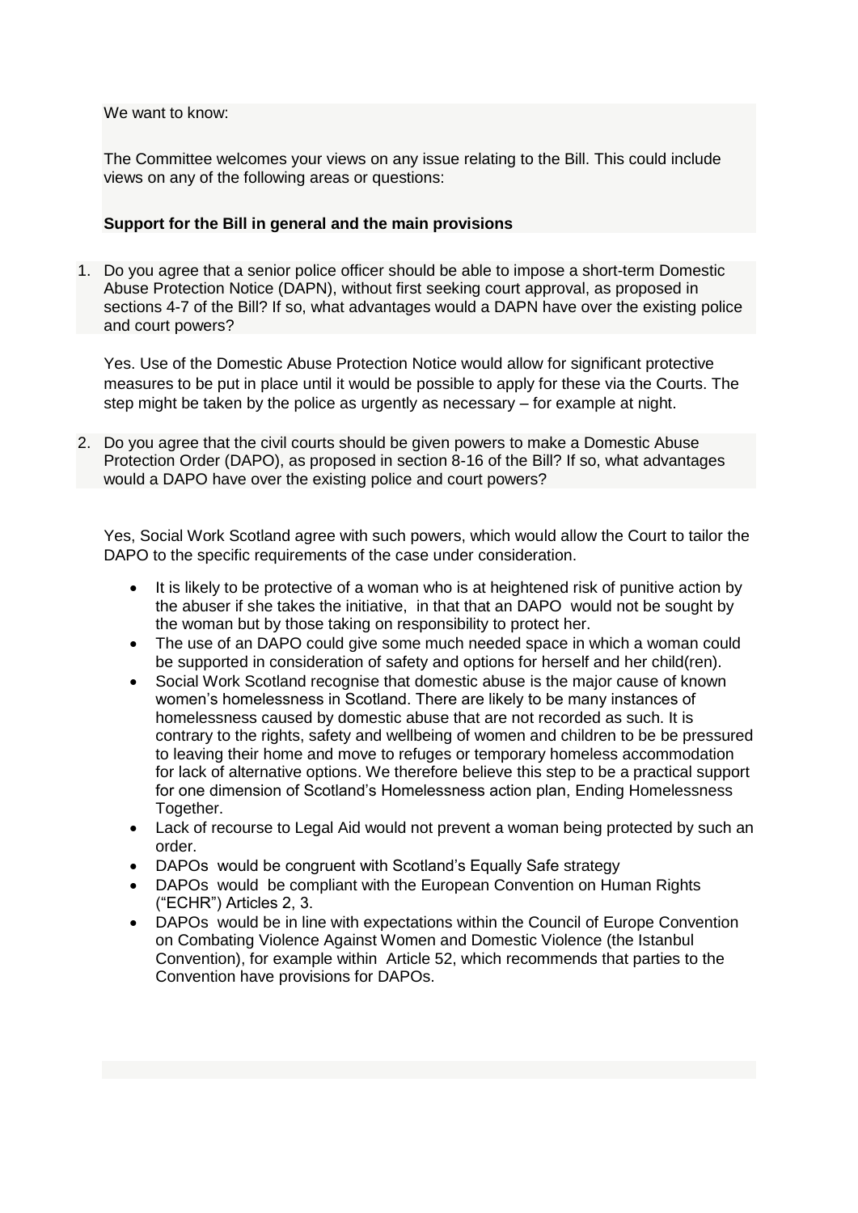We want to know:

The Committee welcomes your views on any issue relating to the Bill. This could include views on any of the following areas or questions:

**Support for the Bill in general and the main provisions**

1. Do you agree that a senior police officer should be able to impose a short-term Domestic Abuse Protection Notice (DAPN), without first seeking court approval, as proposed in sections 4-7 of the Bill? If so, what advantages would a DAPN have over the existing police and court powers?

   Yes. Use of the Domestic Abuse Protection Notice would allow for significant protective measures to be put in place until it would be possible to apply for these via the Courts. The step might be taken by the police as urgently as necessary – for example at night.

2. Do you agree that the civil courts should be given powers to make a Domestic Abuse Protection Order (DAPO), as proposed in section 8-16 of the Bill? If so, what advantages would a DAPO have over the existing police and court powers?

   Yes, Social Work Scotland agree with such powers, which would allow the Court to tailor the DAPO to the specific requirements of the case under consideration.

   - It is likely to be protective of a woman who is at heightened risk of punitive action by the abuser if she takes the initiative, in that that an DAPO would not be sought by the woman but by those taking on responsibility to protect her.
   - The use of an DAPO could give some much needed space in which a woman could be supported in consideration of safety and options for herself and her child(ren).
   - Social Work Scotland recognise that domestic abuse is the major cause of known women's homelessness in Scotland. There are likely to be many instances of homelessness caused by domestic abuse that are not recorded as such. It is contrary to the rights, safety and wellbeing of women and children to be be pressured to leaving their home and move to refuges or temporary homeless accommodation for lack of alternative options. We therefore believe this step to be a practical support for one dimension of Scotland's Homelessness action plan, Ending Homelessness Together.
   - Lack of recourse to Legal Aid would not prevent a woman being protected by such an order.
   - DAPOs would be congruent with Scotland's Equally Safe strategy
   - DAPOs would be compliant with the European Convention on Human Rights ("ECHR") Articles 2, 3.
   - DAPOs would be in line with expectations within the Council of Europe Convention on Combating Violence Against Women and Domestic Violence (the Istanbul Convention), for example within Article 52, which recommends that parties to the Convention have provisions for DAPOs.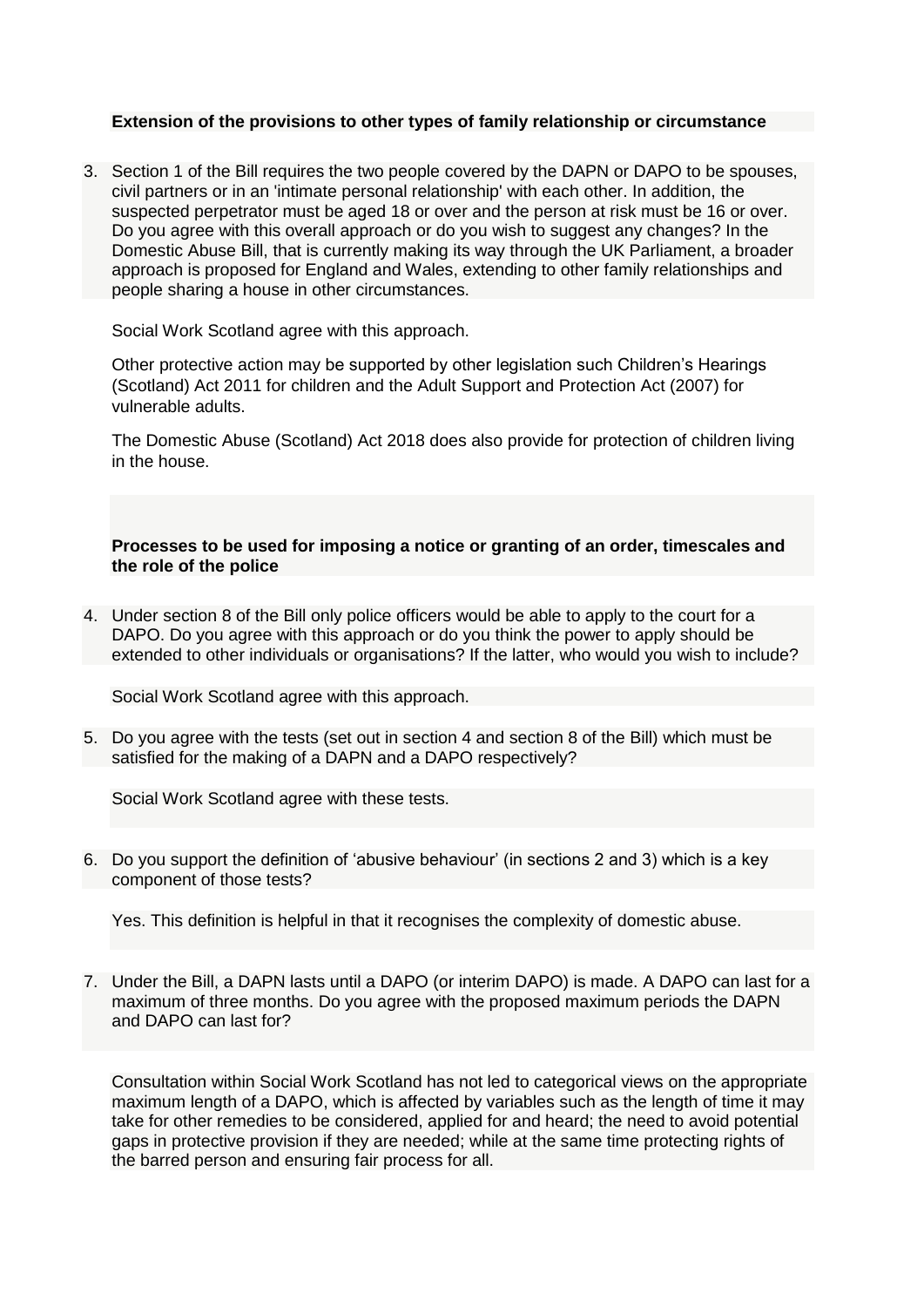**Extension of the provisions to other types of family relationship or circumstance**

3. Section 1 of the Bill requires the two people covered by the DAPN or DAPO to be spouses, civil partners or in an 'intimate personal relationship' with each other. In addition, the suspected perpetrator must be aged 18 or over and the person at risk must be 16 or over. Do you agree with this overall approach or do you wish to suggest any changes? In the Domestic Abuse Bill, that is currently making its way through the UK Parliament, a broader approach is proposed for England and Wales, extending to other family relationships and people sharing a house in other circumstances.

   Social Work Scotland agree with this approach.

   Other protective action may be supported by other legislation such Children's Hearings (Scotland) Act 2011 for children and the Adult Support and Protection Act (2007) for vulnerable adults.

   The Domestic Abuse (Scotland) Act 2018 does also provide for protection of children living in the house.

**Processes to be used for imposing a notice or granting of an order, timescales and the role of the police**

4. Under section 8 of the Bill only police officers would be able to apply to the court for a DAPO. Do you agree with this approach or do you think the power to apply should be extended to other individuals or organisations? If the latter, who would you wish to include?

   Social Work Scotland agree with this approach.

5. Do you agree with the tests (set out in section 4 and section 8 of the Bill) which must be satisfied for the making of a DAPN and a DAPO respectively?

   Social Work Scotland agree with these tests.

6. Do you support the definition of 'abusive behaviour' (in sections 2 and 3) which is a key component of those tests?

   Yes. This definition is helpful in that it recognises the complexity of domestic abuse.

7. Under the Bill, a DAPN lasts until a DAPO (or interim DAPO) is made. A DAPO can last for a maximum of three months. Do you agree with the proposed maximum periods the DAPN and DAPO can last for?

   Consultation within Social Work Scotland has not led to categorical views on the appropriate maximum length of a DAPO, which is affected by variables such as the length of time it may take for other remedies to be considered, applied for and heard; the need to avoid potential gaps in protective provision if they are needed; while at the same time protecting rights of the barred person and ensuring fair process for all.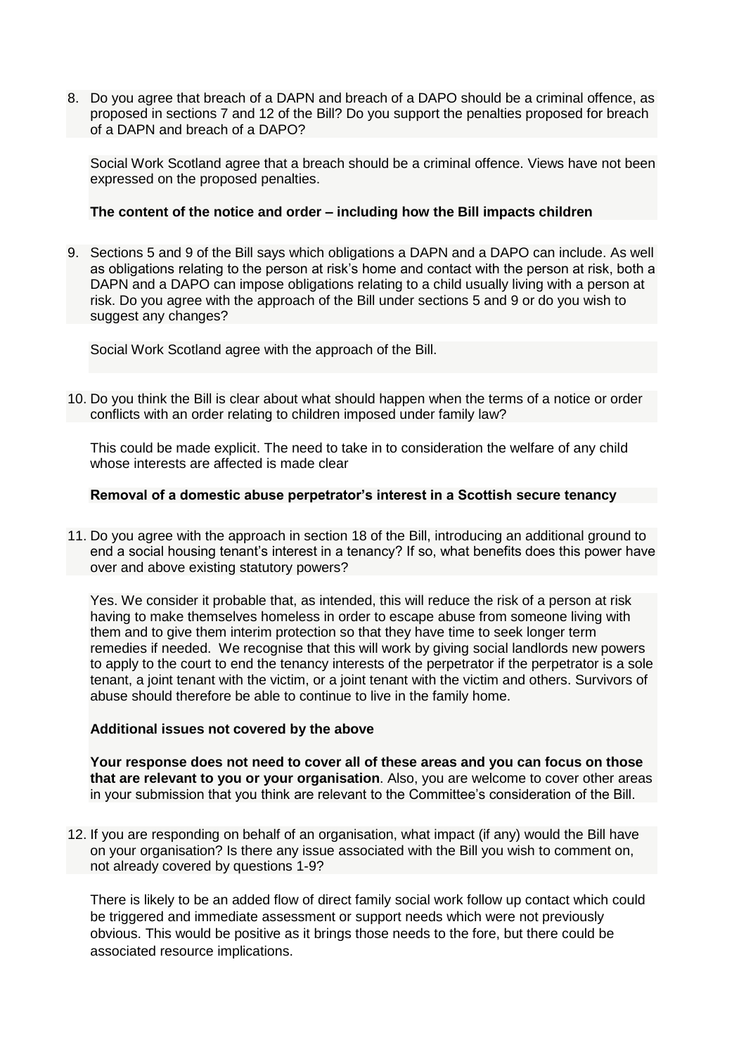8. Do you agree that breach of a DAPN and breach of a DAPO should be a criminal offence, as proposed in sections 7 and 12 of the Bill? Do you support the penalties proposed for breach of a DAPN and breach of a DAPO?

   Social Work Scotland agree that a breach should be a criminal offence. Views have not been expressed on the proposed penalties.

   **The content of the notice and order – including how the Bill impacts children**

9. Sections 5 and 9 of the Bill says which obligations a DAPN and a DAPO can include. As well as obligations relating to the person at risk's home and contact with the person at risk, both a DAPN and a DAPO can impose obligations relating to a child usually living with a person at risk. Do you agree with the approach of the Bill under sections 5 and 9 or do you wish to suggest any changes?

   Social Work Scotland agree with the approach of the Bill.

10. Do you think the Bill is clear about what should happen when the terms of a notice or order conflicts with an order relating to children imposed under family law?

    This could be made explicit. The need to take in to consideration the welfare of any child whose interests are affected is made clear

    **Removal of a domestic abuse perpetrator's interest in a Scottish secure tenancy**

11. Do you agree with the approach in section 18 of the Bill, introducing an additional ground to end a social housing tenant's interest in a tenancy? If so, what benefits does this power have over and above existing statutory powers?

    Yes. We consider it probable that, as intended, this will reduce the risk of a person at risk having to make themselves homeless in order to escape abuse from someone living with them and to give them interim protection so that they have time to seek longer term remedies if needed. We recognise that this will work by giving social landlords new powers to apply to the court to end the tenancy interests of the perpetrator if the perpetrator is a sole tenant, a joint tenant with the victim, or a joint tenant with the victim and others. Survivors of abuse should therefore be able to continue to live in the family home.

    **Additional issues not covered by the above**

    **Your response does not need to cover all of these areas and you can focus on those that are relevant to you or your organisation**. Also, you are welcome to cover other areas in your submission that you think are relevant to the Committee's consideration of the Bill.

12. If you are responding on behalf of an organisation, what impact (if any) would the Bill have on your organisation? Is there any issue associated with the Bill you wish to comment on, not already covered by questions 1-9?

    There is likely to be an added flow of direct family social work follow up contact which could be triggered and immediate assessment or support needs which were not previously obvious. This would be positive as it brings those needs to the fore, but there could be associated resource implications.